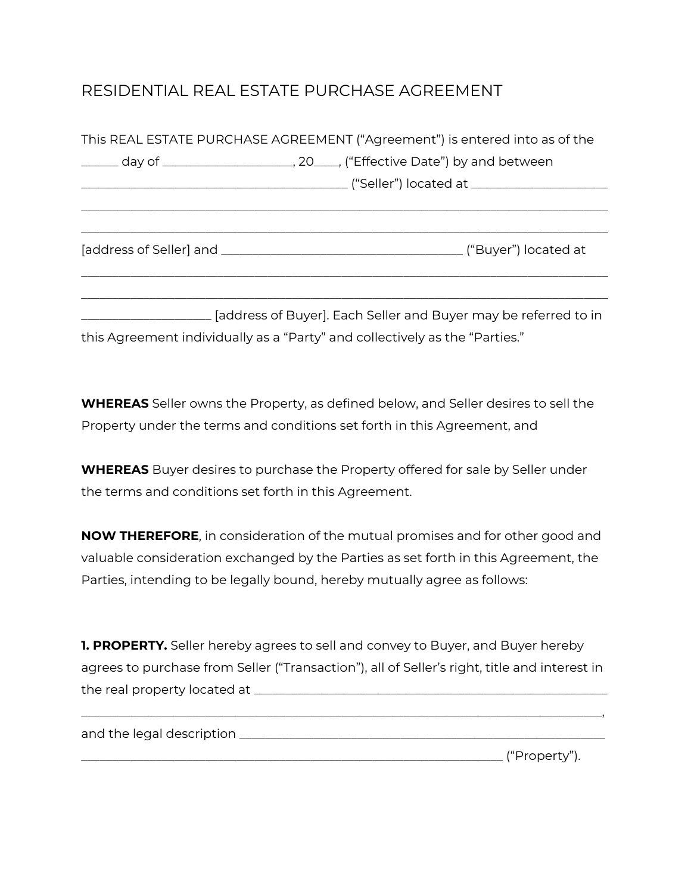# RESIDENTIAL REAL ESTATE PURCHASE AGREEMENT

This REAL ESTATE PURCHASE AGREEMENT ("Agreement") is entered into as of the ______ day of _____________________, 20____, ("Effective Date") by and between ___________________________________________ ("Seller") located at ______________________ ____________________________________________________________________________________ ____________________________________________________________________________________ [address of Seller] and _______________________________________ ("Buyer") located at ____________________________________________________________________________________ ____________________________________________________________________________________ _____________________ [address of Buyer]. Each Seller and Buyer may be referred to in this Agreement individually as a "Party" and collectively as the "Parties."

**WHEREAS** Seller owns the Property, as defined below, and Seller desires to sell the Property under the terms and conditions set forth in this Agreement, and

**WHEREAS** Buyer desires to purchase the Property offered for sale by Seller under the terms and conditions set forth in this Agreement.

**NOW THEREFORE**, in consideration of the mutual promises and for other good and valuable consideration exchanged by the Parties as set forth in this Agreement, the Parties, intending to be legally bound, hereby mutually agree as follows:

**1. PROPERTY.** Seller hereby agrees to sell and convey to Buyer, and Buyer hereby agrees to purchase from Seller ("Transaction"), all of Seller's right, title and interest in the real property located at ___________________________________________________________ ____________________________________________________________________________________, and the legal description ___________________________________________________________ ____________________________________________________________________ ("Property").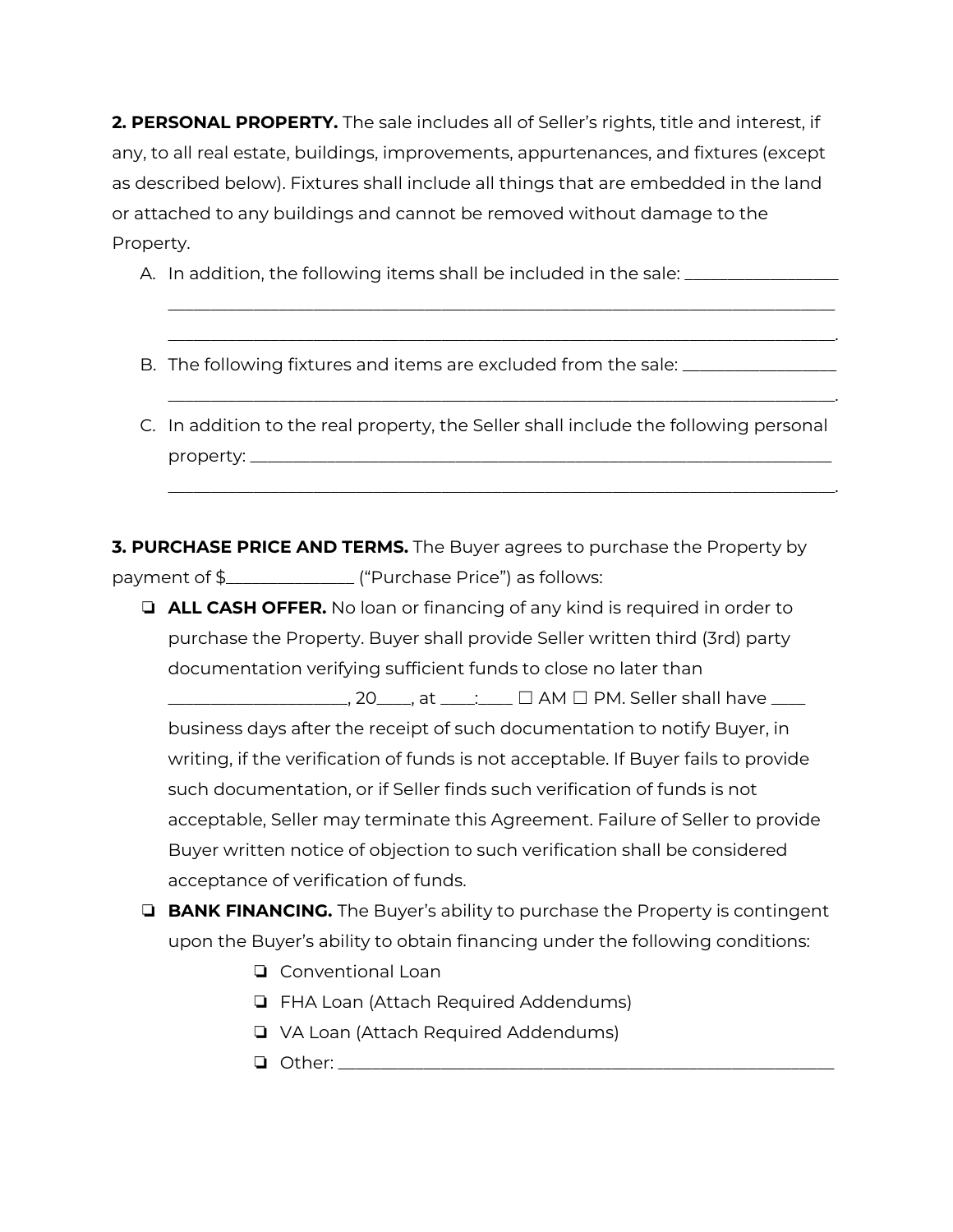**2. PERSONAL PROPERTY.** The sale includes all of Seller's rights, title and interest, if any, to all real estate, buildings, improvements, appurtenances, and fixtures (except as described below). Fixtures shall include all things that are embedded in the land or attached to any buildings and cannot be removed without damage to the Property.

A. In addition, the following items shall be included in the sale: ____________________ ________________________________________________________________________________ ________________________________________________________________________________.

B. The following fixtures and items are excluded from the sale: ____________________ ________________________________________________________________________________.

C. In addition to the real property, the Seller shall include the following personal property: ________________________________________________________________________ ________________________________________________________________________________.

**3. PURCHASE PRICE AND TERMS.** The Buyer agrees to purchase the Property by payment of $________________ ("Purchase Price") as follows:

- ❏ **ALL CASH OFFER.** No loan or financing of any kind is required in order to purchase the Property. Buyer shall provide Seller written third (3rd) party documentation verifying sufficient funds to close no later than ______________________, 20____, at ____:____ ☐ AM ☐ PM. Seller shall have ____ business days after the receipt of such documentation to notify Buyer, in writing, if the verification of funds is not acceptable. If Buyer fails to provide such documentation, or if Seller finds such verification of funds is not acceptable, Seller may terminate this Agreement. Failure of Seller to provide Buyer written notice of objection to such verification shall be considered acceptance of verification of funds.
- ❏ **BANK FINANCING.** The Buyer's ability to purchase the Property is contingent upon the Buyer's ability to obtain financing under the following conditions:
  - ❏ Conventional Loan
  - ❏ FHA Loan (Attach Required Addendums)
  - ❏ VA Loan (Attach Required Addendums)
  - ❏ Other: ______________________________________________________________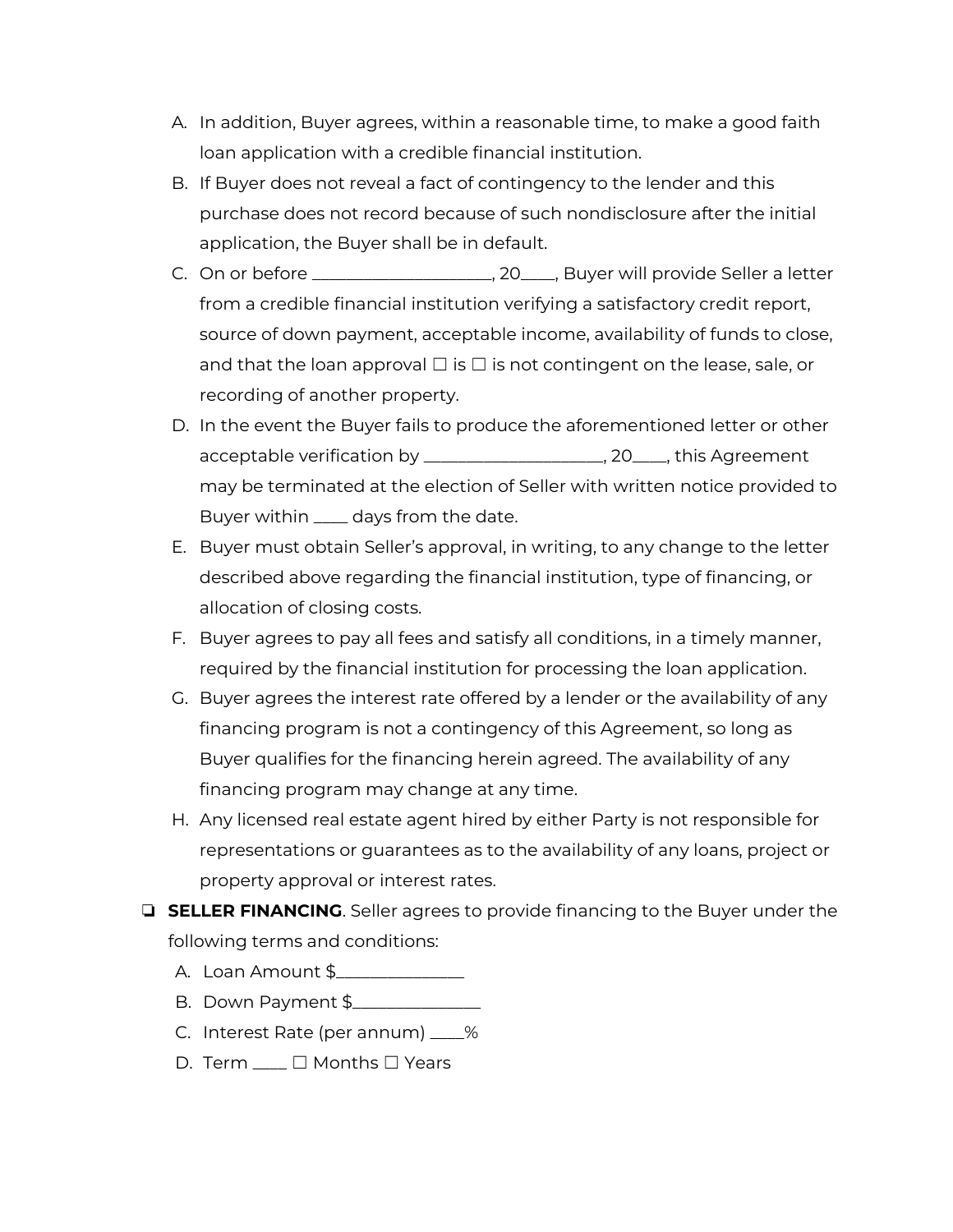A. In addition, Buyer agrees, within a reasonable time, to make a good faith loan application with a credible financial institution.

B. If Buyer does not reveal a fact of contingency to the lender and this purchase does not record because of such nondisclosure after the initial application, the Buyer shall be in default.

C. On or before ____________________, 20____, Buyer will provide Seller a letter from a credible financial institution verifying a satisfactory credit report, source of down payment, acceptable income, availability of funds to close, and that the loan approval ☐ is ☐ is not contingent on the lease, sale, or recording of another property.

D. In the event the Buyer fails to produce the aforementioned letter or other acceptable verification by ____________________, 20____, this Agreement may be terminated at the election of Seller with written notice provided to Buyer within ____ days from the date.

E. Buyer must obtain Seller's approval, in writing, to any change to the letter described above regarding the financial institution, type of financing, or allocation of closing costs.

F. Buyer agrees to pay all fees and satisfy all conditions, in a timely manner, required by the financial institution for processing the loan application.

G. Buyer agrees the interest rate offered by a lender or the availability of any financing program is not a contingency of this Agreement, so long as Buyer qualifies for the financing herein agreed. The availability of any financing program may change at any time.

H. Any licensed real estate agent hired by either Party is not responsible for representations or guarantees as to the availability of any loans, project or property approval or interest rates.

❏ **SELLER FINANCING**. Seller agrees to provide financing to the Buyer under the following terms and conditions:

A. Loan Amount $_______________

B. Down Payment $_______________

C. Interest Rate (per annum) ____%

D. Term ____ ☐ Months ☐ Years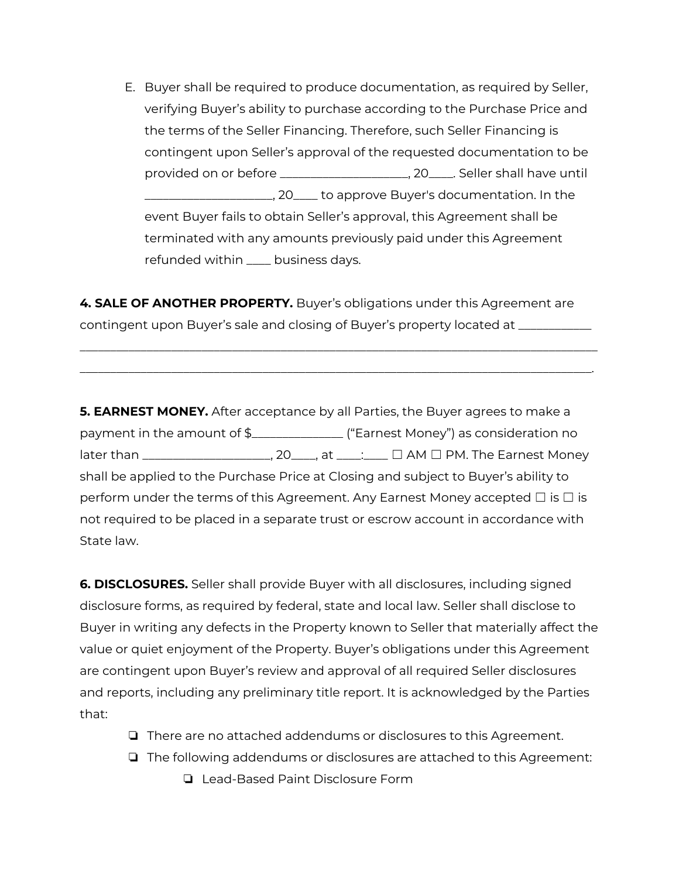E. Buyer shall be required to produce documentation, as required by Seller, verifying Buyer's ability to purchase according to the Purchase Price and the terms of the Seller Financing. Therefore, such Seller Financing is contingent upon Seller's approval of the requested documentation to be provided on or before ____________________, 20____. Seller shall have until ____________________, 20____ to approve Buyer's documentation. In the event Buyer fails to obtain Seller's approval, this Agreement shall be terminated with any amounts previously paid under this Agreement refunded within ____ business days.

**4. SALE OF ANOTHER PROPERTY.** Buyer's obligations under this Agreement are contingent upon Buyer's sale and closing of Buyer's property located at ____________ ________________________________________________________________________________ ________________________________________________________________________________.

**5. EARNEST MONEY.** After acceptance by all Parties, the Buyer agrees to make a payment in the amount of $______________ ("Earnest Money") as consideration no later than ____________________, 20____, at ____:____ ☐ AM ☐ PM. The Earnest Money shall be applied to the Purchase Price at Closing and subject to Buyer's ability to perform under the terms of this Agreement. Any Earnest Money accepted ☐ is ☐ is not required to be placed in a separate trust or escrow account in accordance with State law.

**6. DISCLOSURES.** Seller shall provide Buyer with all disclosures, including signed disclosure forms, as required by federal, state and local law. Seller shall disclose to Buyer in writing any defects in the Property known to Seller that materially affect the value or quiet enjoyment of the Property. Buyer's obligations under this Agreement are contingent upon Buyer's review and approval of all required Seller disclosures and reports, including any preliminary title report. It is acknowledged by the Parties that:

- ❏ There are no attached addendums or disclosures to this Agreement.
- ❏ The following addendums or disclosures are attached to this Agreement:
  - ❏ Lead-Based Paint Disclosure Form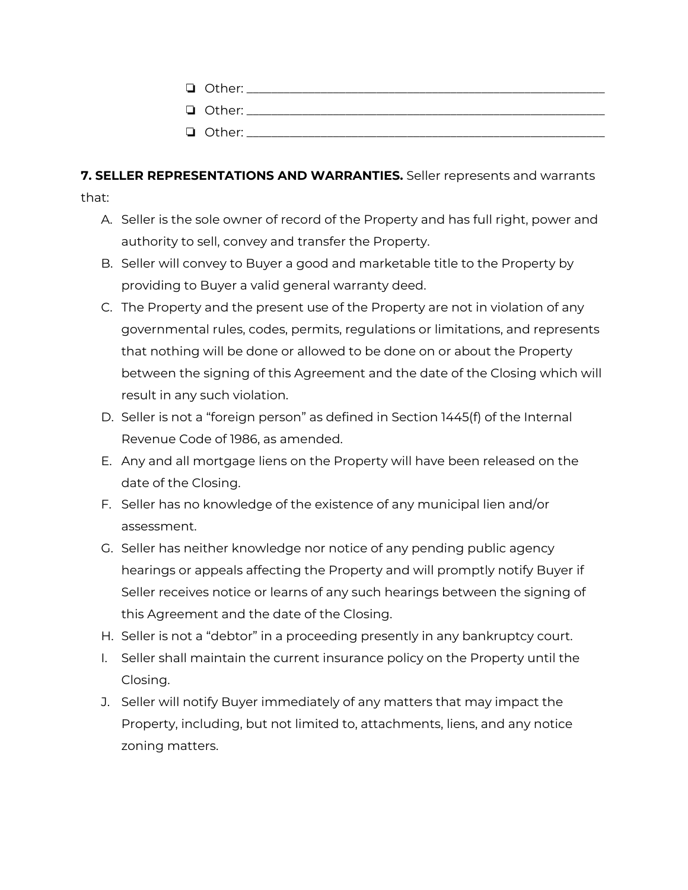- ❏ Other: ____________________________________________
- ❏ Other: ____________________________________________
- ❏ Other: ____________________________________________

**7. SELLER REPRESENTATIONS AND WARRANTIES.** Seller represents and warrants that:

A. Seller is the sole owner of record of the Property and has full right, power and authority to sell, convey and transfer the Property.
B. Seller will convey to Buyer a good and marketable title to the Property by providing to Buyer a valid general warranty deed.
C. The Property and the present use of the Property are not in violation of any governmental rules, codes, permits, regulations or limitations, and represents that nothing will be done or allowed to be done on or about the Property between the signing of this Agreement and the date of the Closing which will result in any such violation.
D. Seller is not a "foreign person" as defined in Section 1445(f) of the Internal Revenue Code of 1986, as amended.
E. Any and all mortgage liens on the Property will have been released on the date of the Closing.
F. Seller has no knowledge of the existence of any municipal lien and/or assessment.
G. Seller has neither knowledge nor notice of any pending public agency hearings or appeals affecting the Property and will promptly notify Buyer if Seller receives notice or learns of any such hearings between the signing of this Agreement and the date of the Closing.
H. Seller is not a "debtor" in a proceeding presently in any bankruptcy court.
I. Seller shall maintain the current insurance policy on the Property until the Closing.
J. Seller will notify Buyer immediately of any matters that may impact the Property, including, but not limited to, attachments, liens, and any notice zoning matters.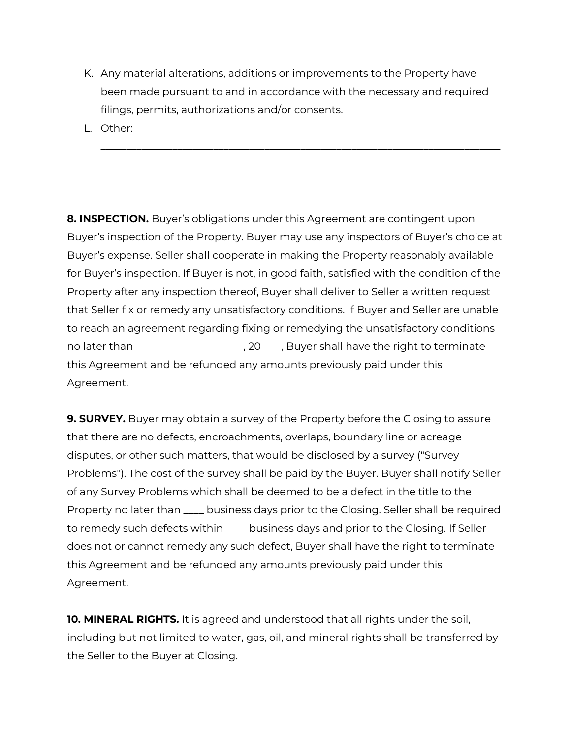K. Any material alterations, additions or improvements to the Property have been made pursuant to and in accordance with the necessary and required filings, permits, authorizations and/or consents.

L. Other: ___________________________________________________________________________
_____________________________________________________________________________________
_____________________________________________________________________________________
_____________________________________________________________________________________

**8. INSPECTION.** Buyer's obligations under this Agreement are contingent upon Buyer's inspection of the Property. Buyer may use any inspectors of Buyer's choice at Buyer's expense. Seller shall cooperate in making the Property reasonably available for Buyer's inspection. If Buyer is not, in good faith, satisfied with the condition of the Property after any inspection thereof, Buyer shall deliver to Seller a written request that Seller fix or remedy any unsatisfactory conditions. If Buyer and Seller are unable to reach an agreement regarding fixing or remedying the unsatisfactory conditions no later than ____________________, 20____, Buyer shall have the right to terminate this Agreement and be refunded any amounts previously paid under this Agreement.

**9. SURVEY.** Buyer may obtain a survey of the Property before the Closing to assure that there are no defects, encroachments, overlaps, boundary line or acreage disputes, or other such matters, that would be disclosed by a survey ("Survey Problems"). The cost of the survey shall be paid by the Buyer. Buyer shall notify Seller of any Survey Problems which shall be deemed to be a defect in the title to the Property no later than ____ business days prior to the Closing. Seller shall be required to remedy such defects within ____ business days and prior to the Closing. If Seller does not or cannot remedy any such defect, Buyer shall have the right to terminate this Agreement and be refunded any amounts previously paid under this Agreement.

**10. MINERAL RIGHTS.** It is agreed and understood that all rights under the soil, including but not limited to water, gas, oil, and mineral rights shall be transferred by the Seller to the Buyer at Closing.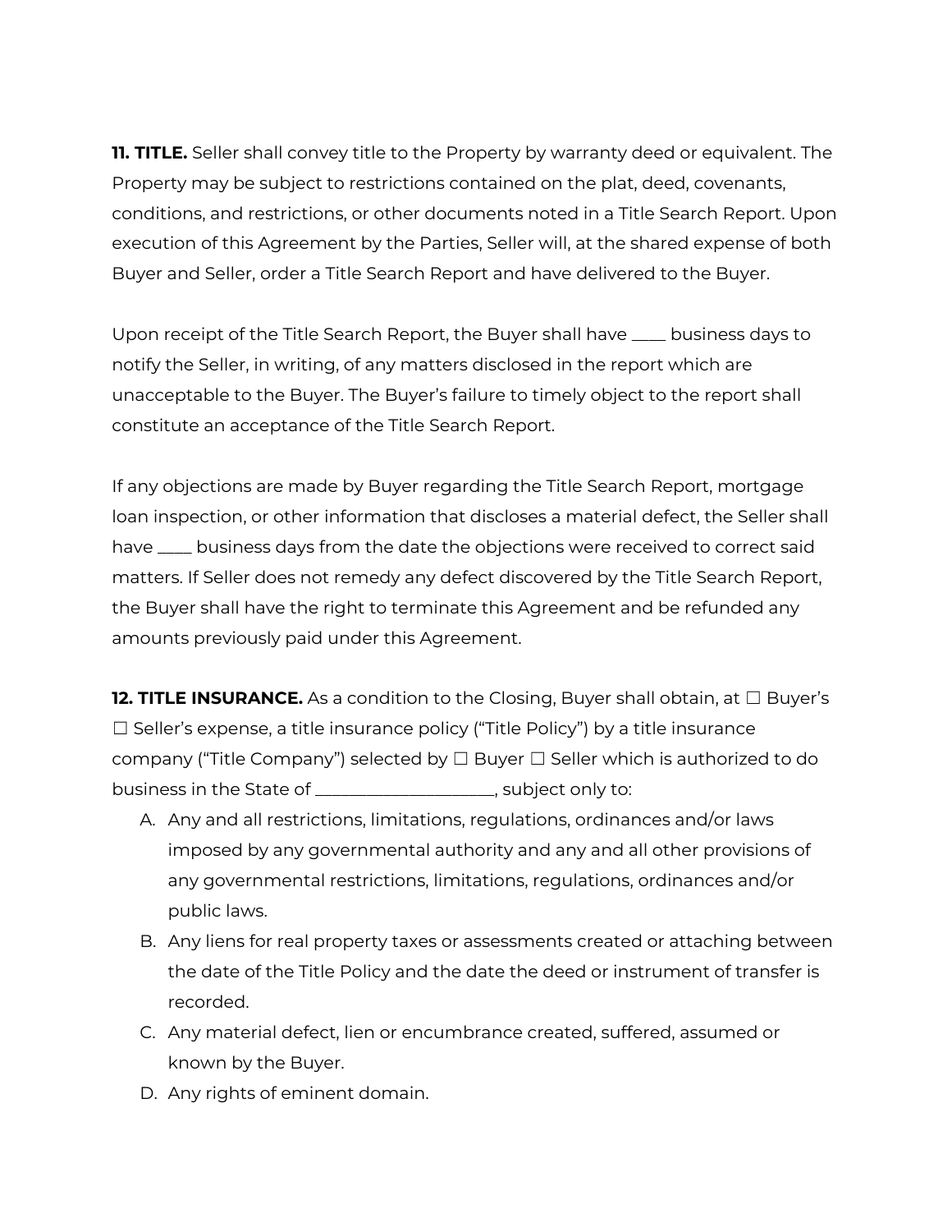**11. TITLE.** Seller shall convey title to the Property by warranty deed or equivalent. The Property may be subject to restrictions contained on the plat, deed, covenants, conditions, and restrictions, or other documents noted in a Title Search Report. Upon execution of this Agreement by the Parties, Seller will, at the shared expense of both Buyer and Seller, order a Title Search Report and have delivered to the Buyer.

Upon receipt of the Title Search Report, the Buyer shall have ____ business days to notify the Seller, in writing, of any matters disclosed in the report which are unacceptable to the Buyer. The Buyer's failure to timely object to the report shall constitute an acceptance of the Title Search Report.

If any objections are made by Buyer regarding the Title Search Report, mortgage loan inspection, or other information that discloses a material defect, the Seller shall have ____ business days from the date the objections were received to correct said matters. If Seller does not remedy any defect discovered by the Title Search Report, the Buyer shall have the right to terminate this Agreement and be refunded any amounts previously paid under this Agreement.

**12. TITLE INSURANCE.** As a condition to the Closing, Buyer shall obtain, at ☐ Buyer's ☐ Seller's expense, a title insurance policy ("Title Policy") by a title insurance company ("Title Company") selected by ☐ Buyer ☐ Seller which is authorized to do business in the State of ____________________, subject only to:

A. Any and all restrictions, limitations, regulations, ordinances and/or laws imposed by any governmental authority and any and all other provisions of any governmental restrictions, limitations, regulations, ordinances and/or public laws.
B. Any liens for real property taxes or assessments created or attaching between the date of the Title Policy and the date the deed or instrument of transfer is recorded.
C. Any material defect, lien or encumbrance created, suffered, assumed or known by the Buyer.
D. Any rights of eminent domain.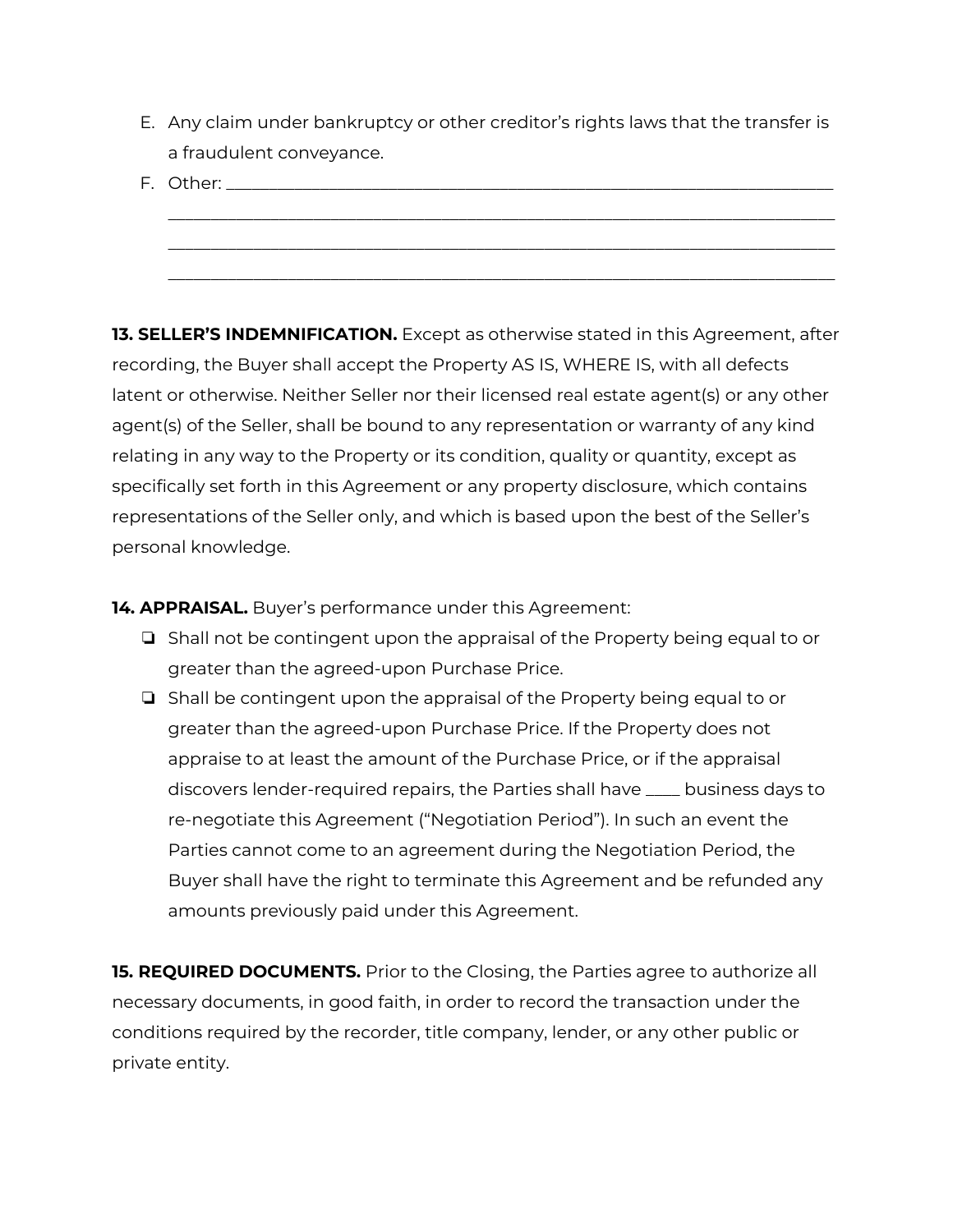E. Any claim under bankruptcy or other creditor's rights laws that the transfer is a fraudulent conveyance.

F. Other: ______________________________________________________________________
______________________________________________________________________________
______________________________________________________________________________
______________________________________________________________________________

**13. SELLER'S INDEMNIFICATION.** Except as otherwise stated in this Agreement, after recording, the Buyer shall accept the Property AS IS, WHERE IS, with all defects latent or otherwise. Neither Seller nor their licensed real estate agent(s) or any other agent(s) of the Seller, shall be bound to any representation or warranty of any kind relating in any way to the Property or its condition, quality or quantity, except as specifically set forth in this Agreement or any property disclosure, which contains representations of the Seller only, and which is based upon the best of the Seller's personal knowledge.

**14. APPRAISAL.** Buyer's performance under this Agreement:

- ☐ Shall not be contingent upon the appraisal of the Property being equal to or greater than the agreed-upon Purchase Price.
- ☐ Shall be contingent upon the appraisal of the Property being equal to or greater than the agreed-upon Purchase Price. If the Property does not appraise to at least the amount of the Purchase Price, or if the appraisal discovers lender-required repairs, the Parties shall have ____ business days to re-negotiate this Agreement ("Negotiation Period"). In such an event the Parties cannot come to an agreement during the Negotiation Period, the Buyer shall have the right to terminate this Agreement and be refunded any amounts previously paid under this Agreement.

**15. REQUIRED DOCUMENTS.** Prior to the Closing, the Parties agree to authorize all necessary documents, in good faith, in order to record the transaction under the conditions required by the recorder, title company, lender, or any other public or private entity.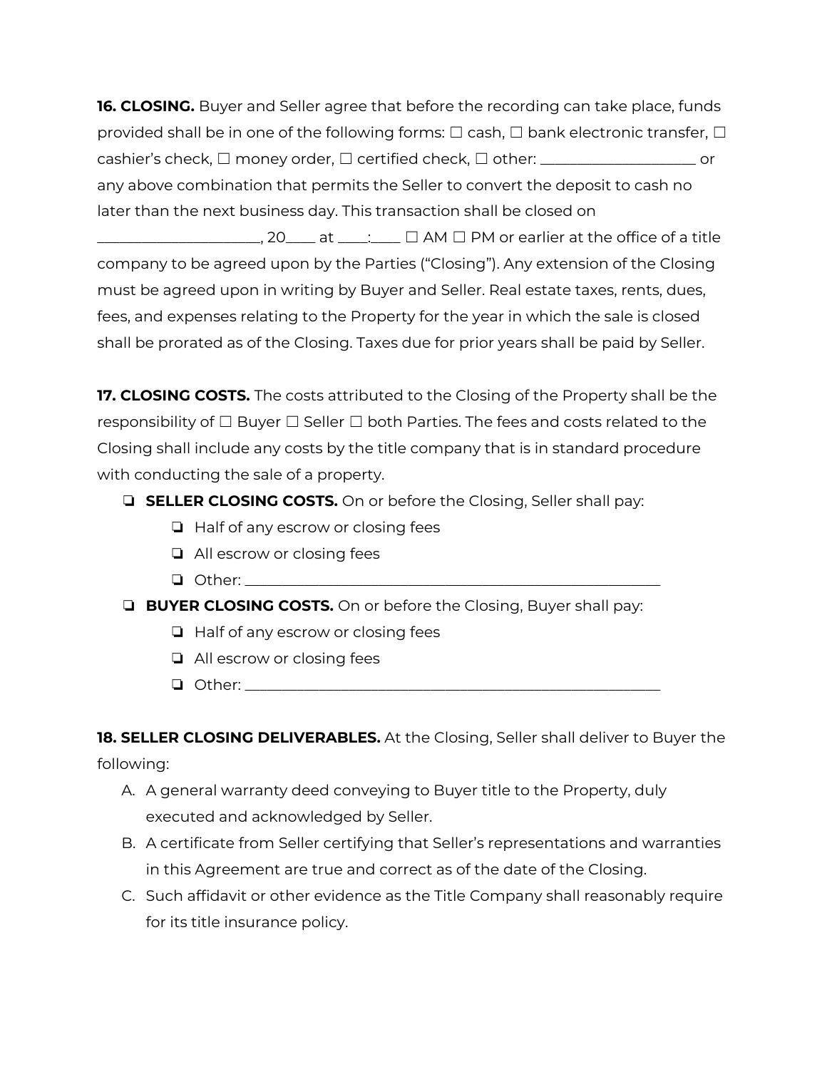**16. CLOSING.** Buyer and Seller agree that before the recording can take place, funds provided shall be in one of the following forms: ☐ cash, ☐ bank electronic transfer, ☐ cashier's check, ☐ money order, ☐ certified check, ☐ other: ____________________ or any above combination that permits the Seller to convert the deposit to cash no later than the next business day. This transaction shall be closed on _____________________, 20____ at ____:____ ☐ AM ☐ PM or earlier at the office of a title company to be agreed upon by the Parties ("Closing"). Any extension of the Closing must be agreed upon in writing by Buyer and Seller. Real estate taxes, rents, dues, fees, and expenses relating to the Property for the year in which the sale is closed shall be prorated as of the Closing. Taxes due for prior years shall be paid by Seller.

**17. CLOSING COSTS.** The costs attributed to the Closing of the Property shall be the responsibility of ☐ Buyer ☐ Seller ☐ both Parties. The fees and costs related to the Closing shall include any costs by the title company that is in standard procedure with conducting the sale of a property.

- ❏ **SELLER CLOSING COSTS.** On or before the Closing, Seller shall pay:
    - ❏ Half of any escrow or closing fees
    - ❏ All escrow or closing fees
    - ❏ Other: _______________________________________________________
- ❏ **BUYER CLOSING COSTS.** On or before the Closing, Buyer shall pay:
    - ❏ Half of any escrow or closing fees
    - ❏ All escrow or closing fees
    - ❏ Other: _______________________________________________________

**18. SELLER CLOSING DELIVERABLES.** At the Closing, Seller shall deliver to Buyer the following:

A. A general warranty deed conveying to Buyer title to the Property, duly executed and acknowledged by Seller.

B. A certificate from Seller certifying that Seller's representations and warranties in this Agreement are true and correct as of the date of the Closing.

C. Such affidavit or other evidence as the Title Company shall reasonably require for its title insurance policy.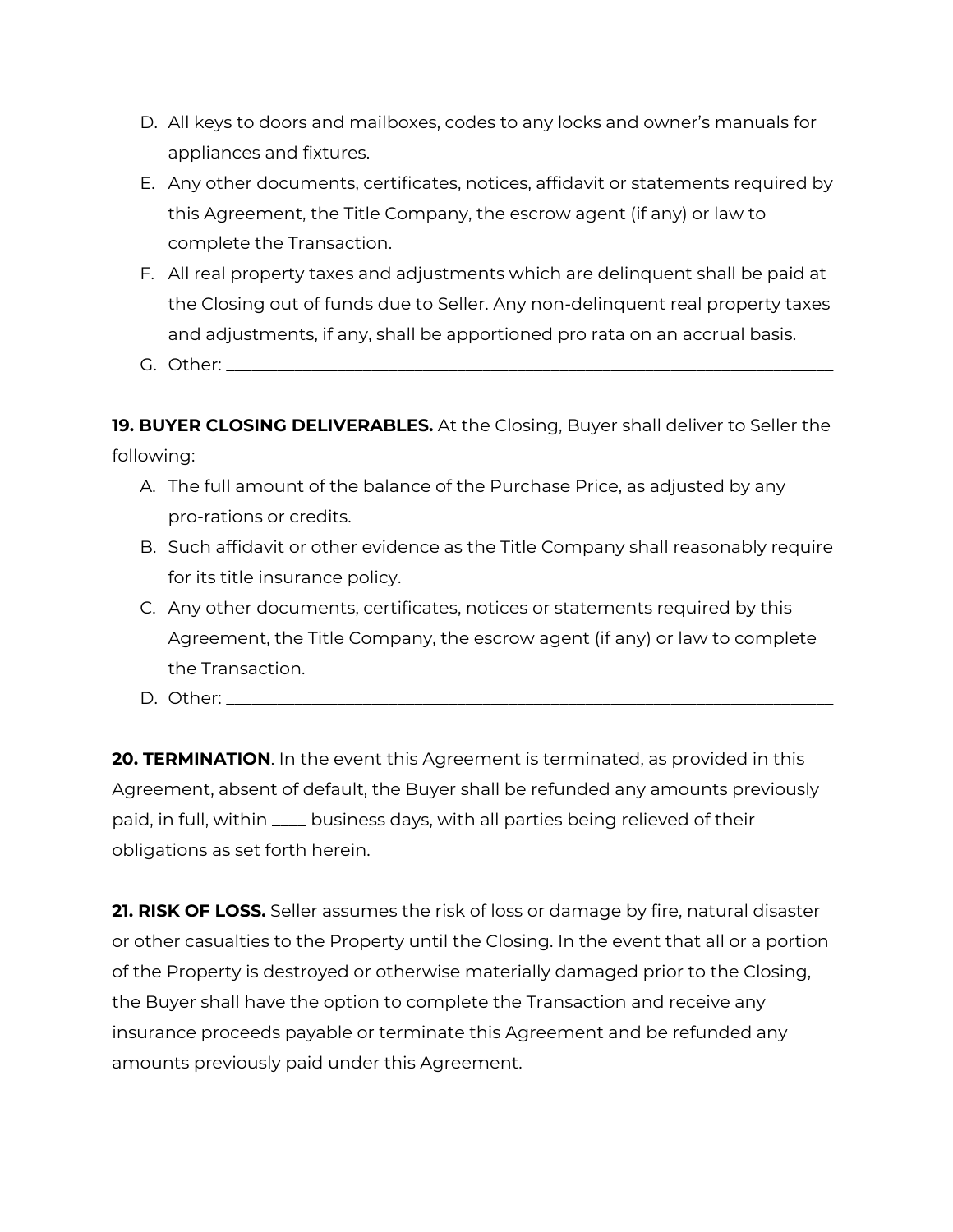D. All keys to doors and mailboxes, codes to any locks and owner's manuals for appliances and fixtures.
E. Any other documents, certificates, notices, affidavit or statements required by this Agreement, the Title Company, the escrow agent (if any) or law to complete the Transaction.
F. All real property taxes and adjustments which are delinquent shall be paid at the Closing out of funds due to Seller. Any non-delinquent real property taxes and adjustments, if any, shall be apportioned pro rata on an accrual basis.
G. Other: ___________________________________________________________________

**19. BUYER CLOSING DELIVERABLES.** At the Closing, Buyer shall deliver to Seller the following:

A. The full amount of the balance of the Purchase Price, as adjusted by any pro-rations or credits.
B. Such affidavit or other evidence as the Title Company shall reasonably require for its title insurance policy.
C. Any other documents, certificates, notices or statements required by this Agreement, the Title Company, the escrow agent (if any) or law to complete the Transaction.
D. Other: ___________________________________________________________________

**20. TERMINATION**. In the event this Agreement is terminated, as provided in this Agreement, absent of default, the Buyer shall be refunded any amounts previously paid, in full, within ____ business days, with all parties being relieved of their obligations as set forth herein.

**21. RISK OF LOSS.** Seller assumes the risk of loss or damage by fire, natural disaster or other casualties to the Property until the Closing. In the event that all or a portion of the Property is destroyed or otherwise materially damaged prior to the Closing, the Buyer shall have the option to complete the Transaction and receive any insurance proceeds payable or terminate this Agreement and be refunded any amounts previously paid under this Agreement.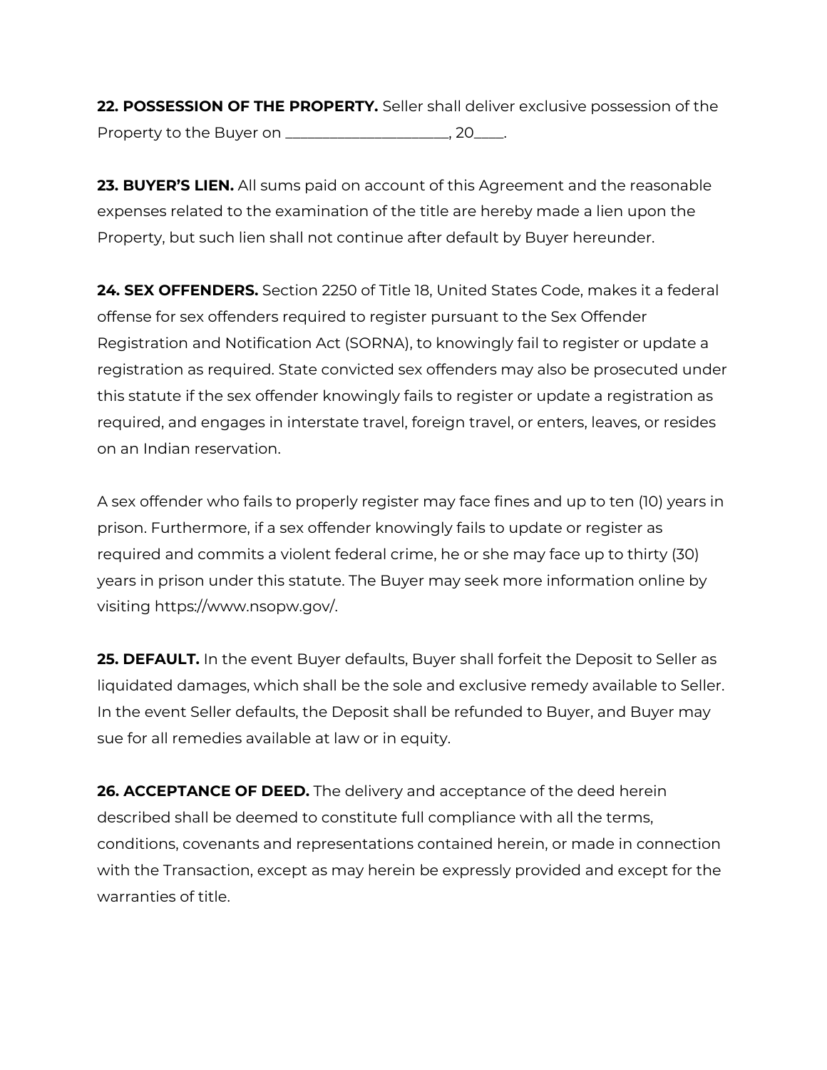**22. POSSESSION OF THE PROPERTY.** Seller shall deliver exclusive possession of the Property to the Buyer on ____________________, 20____.

**23. BUYER'S LIEN.** All sums paid on account of this Agreement and the reasonable expenses related to the examination of the title are hereby made a lien upon the Property, but such lien shall not continue after default by Buyer hereunder.

**24. SEX OFFENDERS.** Section 2250 of Title 18, United States Code, makes it a federal offense for sex offenders required to register pursuant to the Sex Offender Registration and Notification Act (SORNA), to knowingly fail to register or update a registration as required. State convicted sex offenders may also be prosecuted under this statute if the sex offender knowingly fails to register or update a registration as required, and engages in interstate travel, foreign travel, or enters, leaves, or resides on an Indian reservation.

A sex offender who fails to properly register may face fines and up to ten (10) years in prison. Furthermore, if a sex offender knowingly fails to update or register as required and commits a violent federal crime, he or she may face up to thirty (30) years in prison under this statute. The Buyer may seek more information online by visiting https://www.nsopw.gov/.

**25. DEFAULT.** In the event Buyer defaults, Buyer shall forfeit the Deposit to Seller as liquidated damages, which shall be the sole and exclusive remedy available to Seller. In the event Seller defaults, the Deposit shall be refunded to Buyer, and Buyer may sue for all remedies available at law or in equity.

**26. ACCEPTANCE OF DEED.** The delivery and acceptance of the deed herein described shall be deemed to constitute full compliance with all the terms, conditions, covenants and representations contained herein, or made in connection with the Transaction, except as may herein be expressly provided and except for the warranties of title.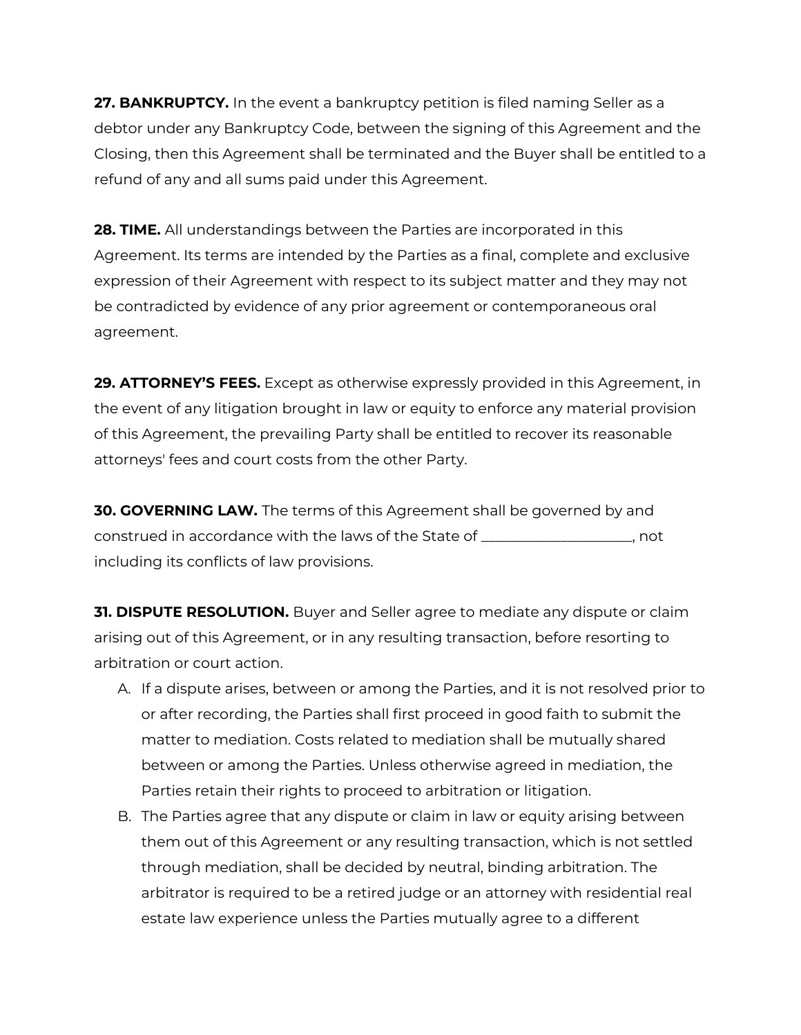**27. BANKRUPTCY.** In the event a bankruptcy petition is filed naming Seller as a debtor under any Bankruptcy Code, between the signing of this Agreement and the Closing, then this Agreement shall be terminated and the Buyer shall be entitled to a refund of any and all sums paid under this Agreement.

**28. TIME.** All understandings between the Parties are incorporated in this Agreement. Its terms are intended by the Parties as a final, complete and exclusive expression of their Agreement with respect to its subject matter and they may not be contradicted by evidence of any prior agreement or contemporaneous oral agreement.

**29. ATTORNEY'S FEES.** Except as otherwise expressly provided in this Agreement, in the event of any litigation brought in law or equity to enforce any material provision of this Agreement, the prevailing Party shall be entitled to recover its reasonable attorneys' fees and court costs from the other Party.

**30. GOVERNING LAW.** The terms of this Agreement shall be governed by and construed in accordance with the laws of the State of ____________________, not including its conflicts of law provisions.

**31. DISPUTE RESOLUTION.** Buyer and Seller agree to mediate any dispute or claim arising out of this Agreement, or in any resulting transaction, before resorting to arbitration or court action.

A. If a dispute arises, between or among the Parties, and it is not resolved prior to or after recording, the Parties shall first proceed in good faith to submit the matter to mediation. Costs related to mediation shall be mutually shared between or among the Parties. Unless otherwise agreed in mediation, the Parties retain their rights to proceed to arbitration or litigation.

B. The Parties agree that any dispute or claim in law or equity arising between them out of this Agreement or any resulting transaction, which is not settled through mediation, shall be decided by neutral, binding arbitration. The arbitrator is required to be a retired judge or an attorney with residential real estate law experience unless the Parties mutually agree to a different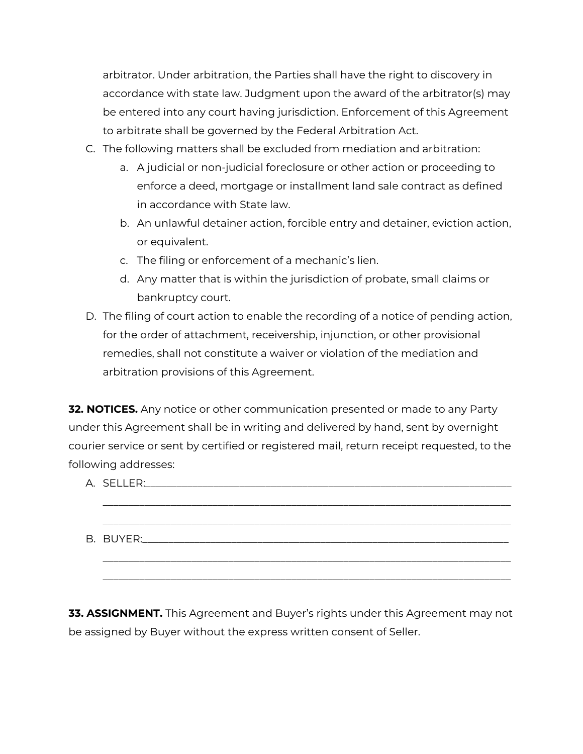arbitrator. Under arbitration, the Parties shall have the right to discovery in accordance with state law. Judgment upon the award of the arbitrator(s) may be entered into any court having jurisdiction. Enforcement of this Agreement to arbitrate shall be governed by the Federal Arbitration Act.

C. The following matters shall be excluded from mediation and arbitration:
   a. A judicial or non-judicial foreclosure or other action or proceeding to enforce a deed, mortgage or installment land sale contract as defined in accordance with State law.
   b. An unlawful detainer action, forcible entry and detainer, eviction action, or equivalent.
   c. The filing or enforcement of a mechanic's lien.
   d. Any matter that is within the jurisdiction of probate, small claims or bankruptcy court.

D. The filing of court action to enable the recording of a notice of pending action, for the order of attachment, receivership, injunction, or other provisional remedies, shall not constitute a waiver or violation of the mediation and arbitration provisions of this Agreement.

**32. NOTICES.** Any notice or other communication presented or made to any Party under this Agreement shall be in writing and delivered by hand, sent by overnight courier service or sent by certified or registered mail, return receipt requested, to the following addresses:

A. SELLER:____________________________________________________________________
______________________________________________________________________________
______________________________________________________________________________

B. BUYER:_____________________________________________________________________
______________________________________________________________________________
______________________________________________________________________________

**33. ASSIGNMENT.** This Agreement and Buyer's rights under this Agreement may not be assigned by Buyer without the express written consent of Seller.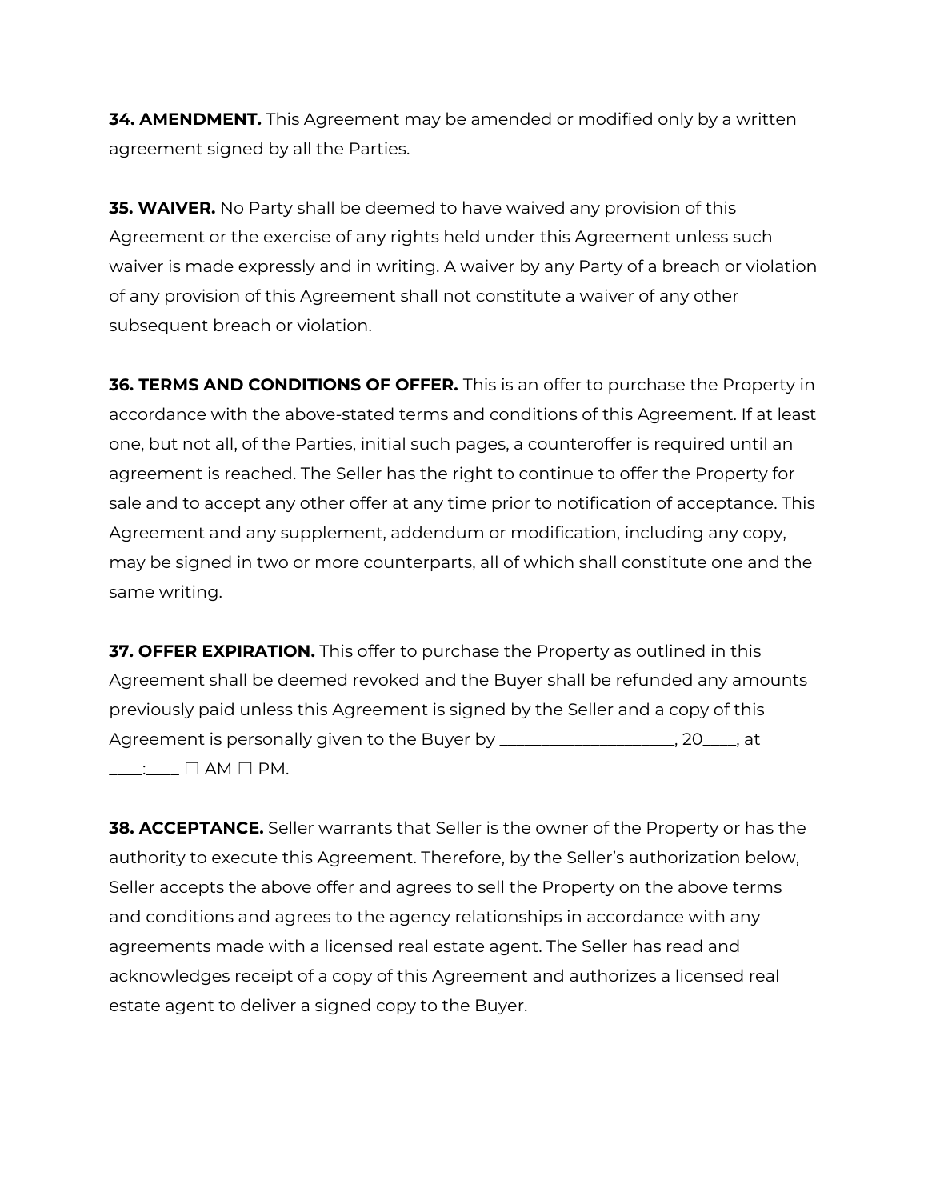**34. AMENDMENT.** This Agreement may be amended or modified only by a written agreement signed by all the Parties.

**35. WAIVER.** No Party shall be deemed to have waived any provision of this Agreement or the exercise of any rights held under this Agreement unless such waiver is made expressly and in writing. A waiver by any Party of a breach or violation of any provision of this Agreement shall not constitute a waiver of any other subsequent breach or violation.

**36. TERMS AND CONDITIONS OF OFFER.** This is an offer to purchase the Property in accordance with the above-stated terms and conditions of this Agreement. If at least one, but not all, of the Parties, initial such pages, a counteroffer is required until an agreement is reached. The Seller has the right to continue to offer the Property for sale and to accept any other offer at any time prior to notification of acceptance. This Agreement and any supplement, addendum or modification, including any copy, may be signed in two or more counterparts, all of which shall constitute one and the same writing.

**37. OFFER EXPIRATION.** This offer to purchase the Property as outlined in this Agreement shall be deemed revoked and the Buyer shall be refunded any amounts previously paid unless this Agreement is signed by the Seller and a copy of this Agreement is personally given to the Buyer by ____________________, 20____, at ____:____ ☐ AM ☐ PM.

**38. ACCEPTANCE.** Seller warrants that Seller is the owner of the Property or has the authority to execute this Agreement. Therefore, by the Seller's authorization below, Seller accepts the above offer and agrees to sell the Property on the above terms and conditions and agrees to the agency relationships in accordance with any agreements made with a licensed real estate agent. The Seller has read and acknowledges receipt of a copy of this Agreement and authorizes a licensed real estate agent to deliver a signed copy to the Buyer.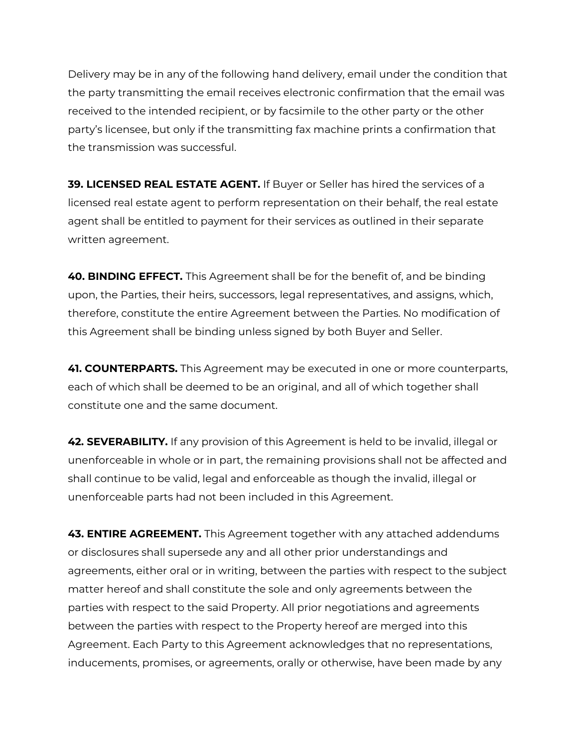Delivery may be in any of the following hand delivery, email under the condition that the party transmitting the email receives electronic confirmation that the email was received to the intended recipient, or by facsimile to the other party or the other party's licensee, but only if the transmitting fax machine prints a confirmation that the transmission was successful.

**39. LICENSED REAL ESTATE AGENT.** If Buyer or Seller has hired the services of a licensed real estate agent to perform representation on their behalf, the real estate agent shall be entitled to payment for their services as outlined in their separate written agreement.

**40. BINDING EFFECT.** This Agreement shall be for the benefit of, and be binding upon, the Parties, their heirs, successors, legal representatives, and assigns, which, therefore, constitute the entire Agreement between the Parties. No modification of this Agreement shall be binding unless signed by both Buyer and Seller.

**41. COUNTERPARTS.** This Agreement may be executed in one or more counterparts, each of which shall be deemed to be an original, and all of which together shall constitute one and the same document.

**42. SEVERABILITY.** If any provision of this Agreement is held to be invalid, illegal or unenforceable in whole or in part, the remaining provisions shall not be affected and shall continue to be valid, legal and enforceable as though the invalid, illegal or unenforceable parts had not been included in this Agreement.

**43. ENTIRE AGREEMENT.** This Agreement together with any attached addendums or disclosures shall supersede any and all other prior understandings and agreements, either oral or in writing, between the parties with respect to the subject matter hereof and shall constitute the sole and only agreements between the parties with respect to the said Property. All prior negotiations and agreements between the parties with respect to the Property hereof are merged into this Agreement. Each Party to this Agreement acknowledges that no representations, inducements, promises, or agreements, orally or otherwise, have been made by any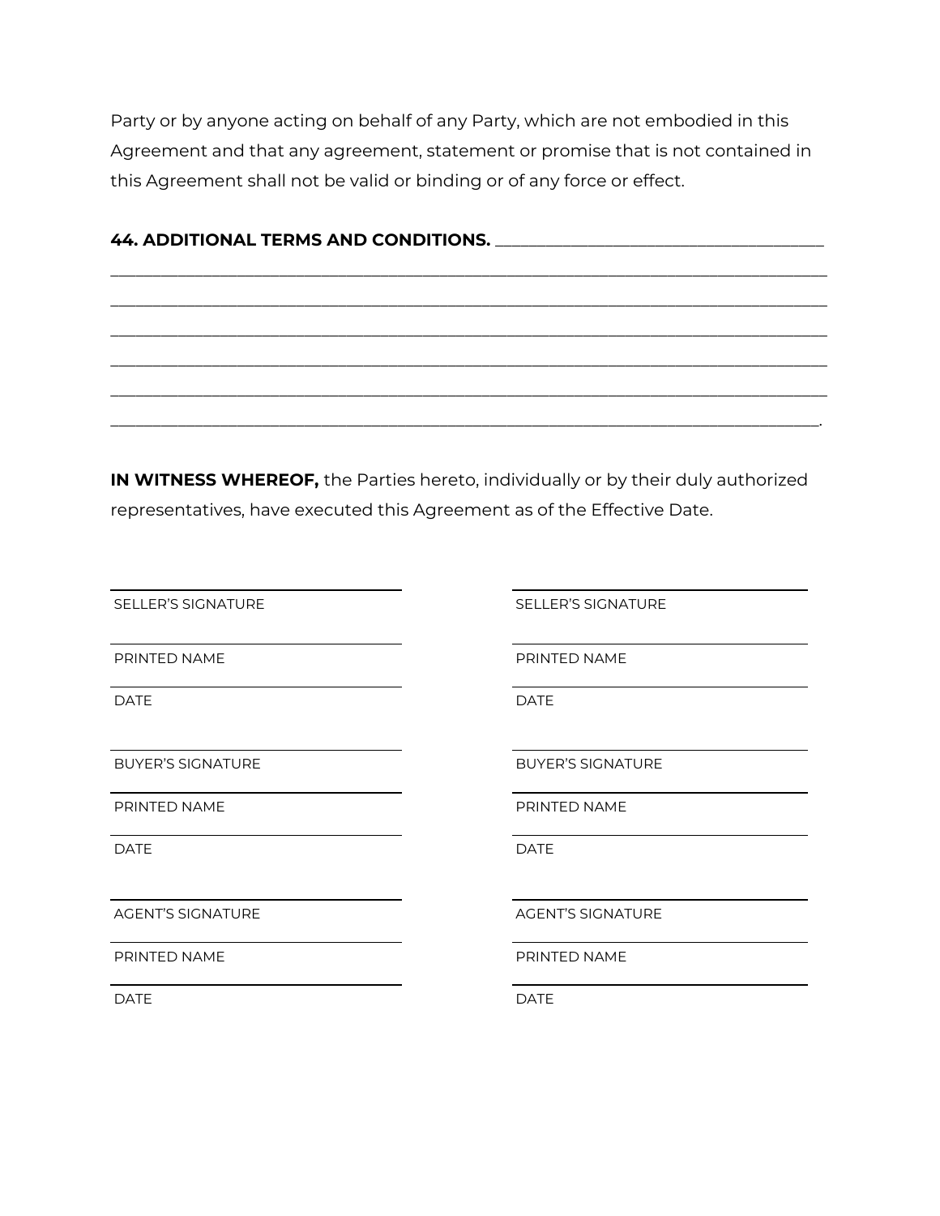Party or by anyone acting on behalf of any Party, which are not embodied in this Agreement and that any agreement, statement or promise that is not contained in this Agreement shall not be valid or binding or of any force or effect.

**44. ADDITIONAL TERMS AND CONDITIONS.** ________________________________________
________________________________________________________________________________
________________________________________________________________________________
________________________________________________________________________________
________________________________________________________________________________
________________________________________________________________________________
_______________________________________________________________________________.

**IN WITNESS WHEREOF,** the Parties hereto, individually or by their duly authorized representatives, have executed this Agreement as of the Effective Date.

| | |
|---|---|
| ______________________________ | ______________________________ |
| SELLER'S SIGNATURE | SELLER'S SIGNATURE |
| ______________________________ | ______________________________ |
| PRINTED NAME | PRINTED NAME |
| ______________________________ | ______________________________ |
| DATE | DATE |
| ______________________________ | ______________________________ |
| BUYER'S SIGNATURE | BUYER'S SIGNATURE |
| ______________________________ | ______________________________ |
| PRINTED NAME | PRINTED NAME |
| ______________________________ | ______________________________ |
| DATE | DATE |
| ______________________________ | ______________________________ |
| AGENT'S SIGNATURE | AGENT'S SIGNATURE |
| ______________________________ | ______________________________ |
| PRINTED NAME | PRINTED NAME |
| ______________________________ | ______________________________ |
| DATE | DATE |